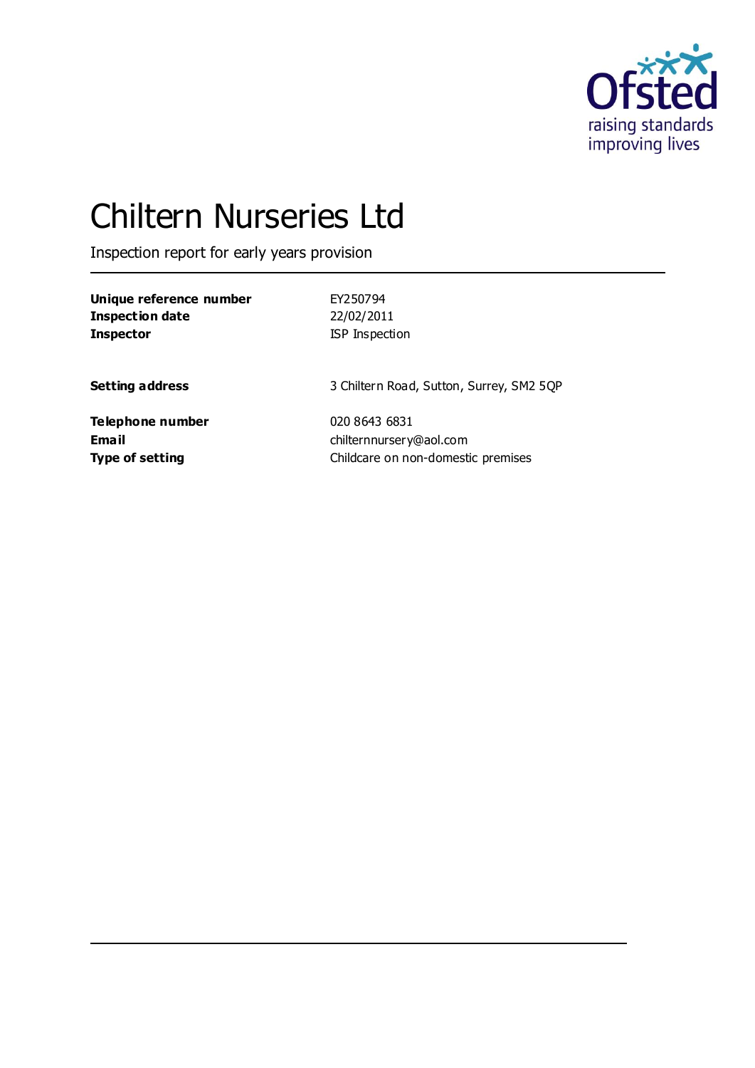# Chiltern Nurseries Ltd

Inspection report for early years provision

| | |
|---|---|
| **Unique reference number** | EY250794 |
| **Inspection date** | 22/02/2011 |
| **Inspector** | ISP Inspection |
| | |
| **Setting address** | 3 Chiltern Road, Sutton, Surrey, SM2 5QP |
| | |
| **Telephone number** | 020 8643 6831 |
| **Email** | chilternnursery@aol.com |
| **Type of setting** | Childcare on non-domestic premises |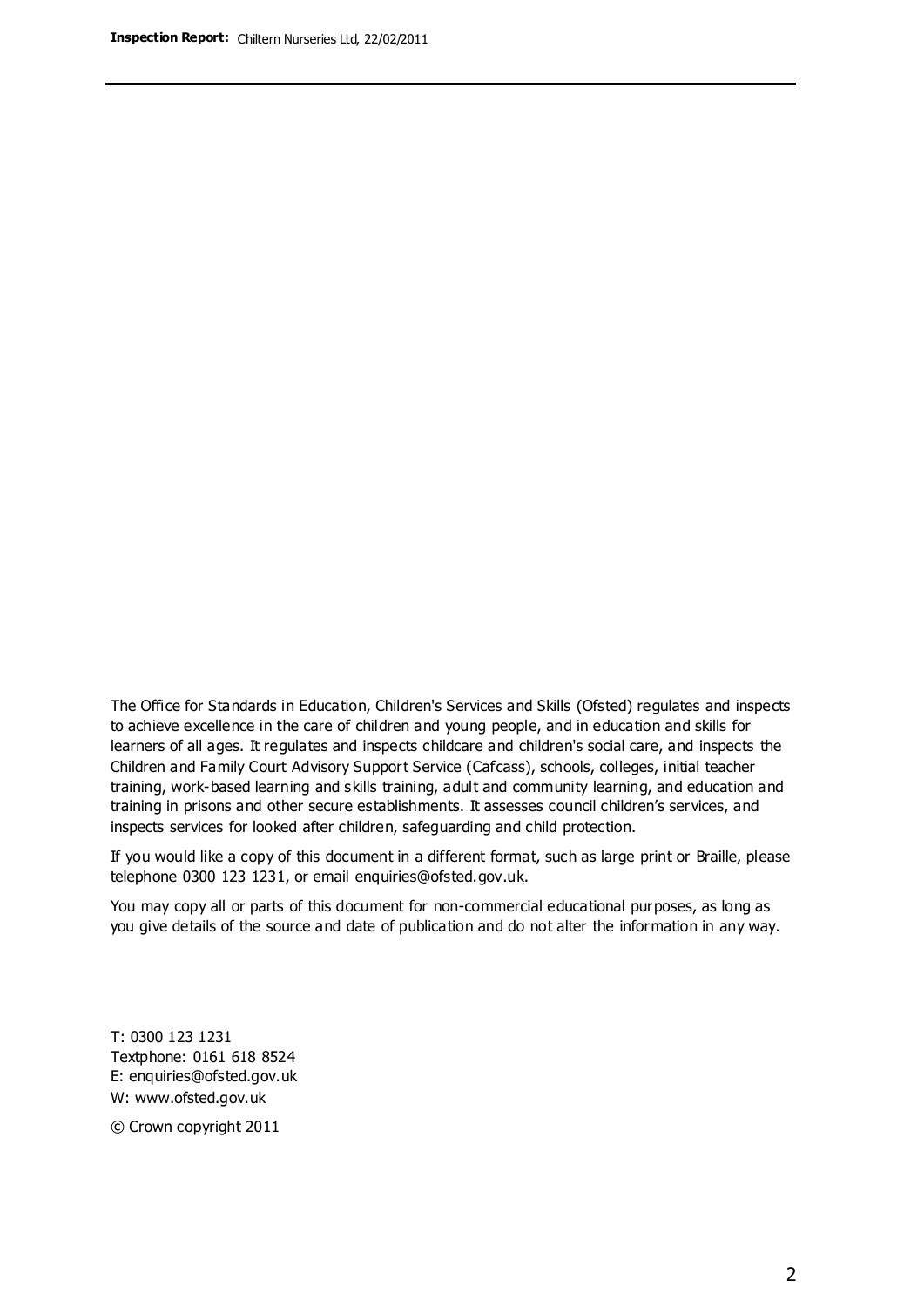The Office for Standards in Education, Children's Services and Skills (Ofsted) regulates and inspects to achieve excellence in the care of children and young people, and in education and skills for learners of all ages. It regulates and inspects childcare and children's social care, and inspects the Children and Family Court Advisory Support Service (Cafcass), schools, colleges, initial teacher training, work-based learning and skills training, adult and community learning, and education and training in prisons and other secure establishments. It assesses council children's services, and inspects services for looked after children, safeguarding and child protection.

If you would like a copy of this document in a different format, such as large print or Braille, please telephone 0300 123 1231, or email enquiries@ofsted.gov.uk.

You may copy all or parts of this document for non-commercial educational purposes, as long as you give details of the source and date of publication and do not alter the information in any way.

T: 0300 123 1231
Textphone: 0161 618 8524
E: enquiries@ofsted.gov.uk
W: www.ofsted.gov.uk

© Crown copyright 2011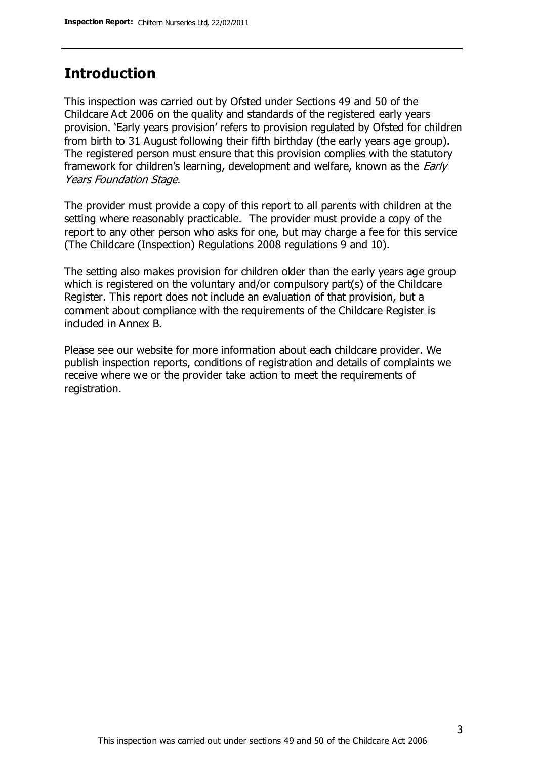## Introduction

This inspection was carried out by Ofsted under Sections 49 and 50 of the Childcare Act 2006 on the quality and standards of the registered early years provision. 'Early years provision' refers to provision regulated by Ofsted for children from birth to 31 August following their fifth birthday (the early years age group). The registered person must ensure that this provision complies with the statutory framework for children's learning, development and welfare, known as the *Early Years Foundation Stage.*

The provider must provide a copy of this report to all parents with children at the setting where reasonably practicable. The provider must provide a copy of the report to any other person who asks for one, but may charge a fee for this service (The Childcare (Inspection) Regulations 2008 regulations 9 and 10).

The setting also makes provision for children older than the early years age group which is registered on the voluntary and/or compulsory part(s) of the Childcare Register. This report does not include an evaluation of that provision, but a comment about compliance with the requirements of the Childcare Register is included in Annex B.

Please see our website for more information about each childcare provider. We publish inspection reports, conditions of registration and details of complaints we receive where we or the provider take action to meet the requirements of registration.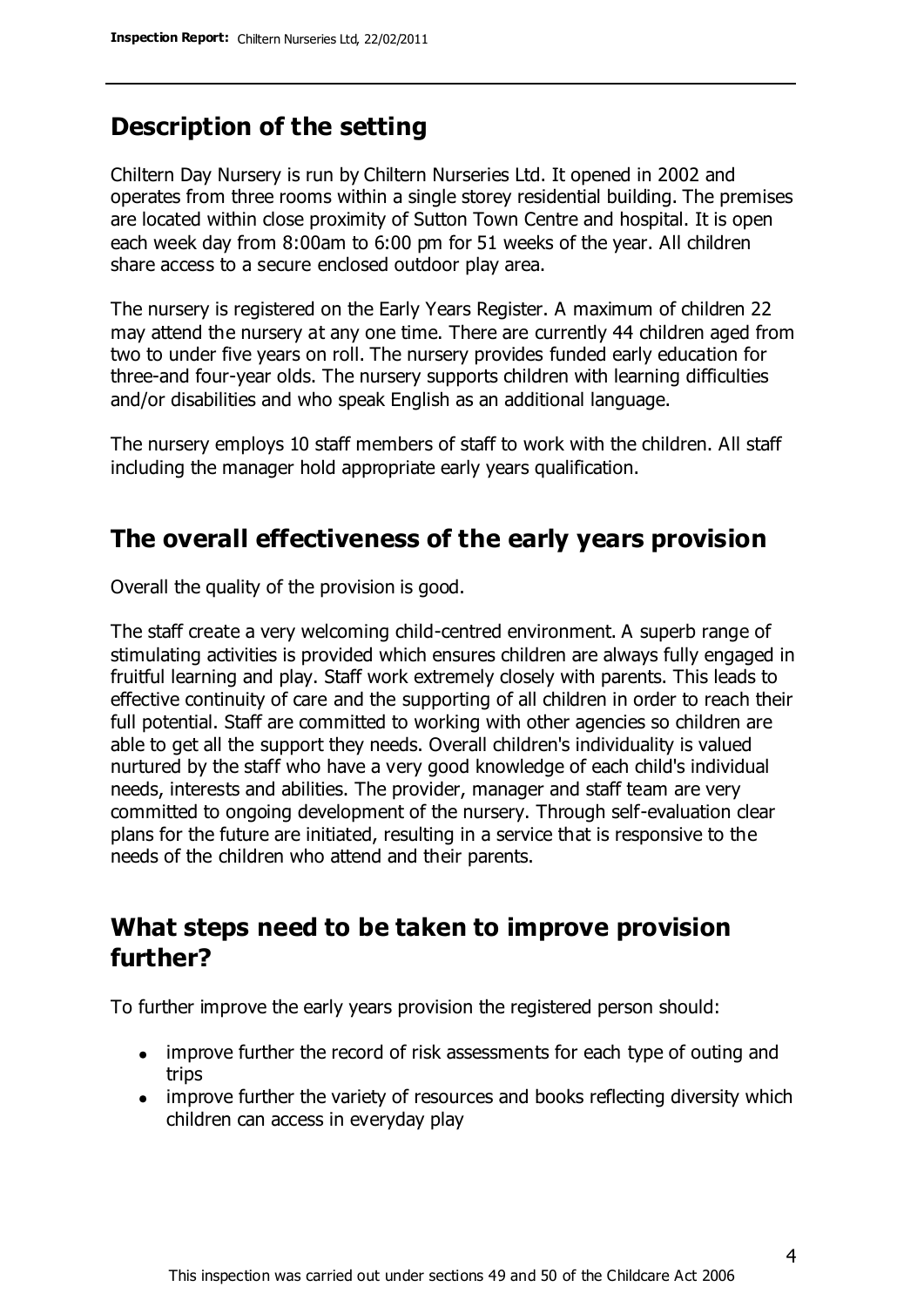## Description of the setting

Chiltern Day Nursery is run by Chiltern Nurseries Ltd. It opened in 2002 and operates from three rooms within a single storey residential building. The premises are located within close proximity of Sutton Town Centre and hospital. It is open each week day from 8:00am to 6:00 pm for 51 weeks of the year. All children share access to a secure enclosed outdoor play area.

The nursery is registered on the Early Years Register. A maximum of children 22 may attend the nursery at any one time. There are currently 44 children aged from two to under five years on roll. The nursery provides funded early education for three-and four-year olds. The nursery supports children with learning difficulties and/or disabilities and who speak English as an additional language.

The nursery employs 10 staff members of staff to work with the children. All staff including the manager hold appropriate early years qualification.

## The overall effectiveness of the early years provision

Overall the quality of the provision is good.

The staff create a very welcoming child-centred environment. A superb range of stimulating activities is provided which ensures children are always fully engaged in fruitful learning and play. Staff work extremely closely with parents. This leads to effective continuity of care and the supporting of all children in order to reach their full potential. Staff are committed to working with other agencies so children are able to get all the support they needs. Overall children's individuality is valued nurtured by the staff who have a very good knowledge of each child's individual needs, interests and abilities. The provider, manager and staff team are very committed to ongoing development of the nursery. Through self-evaluation clear plans for the future are initiated, resulting in a service that is responsive to the needs of the children who attend and their parents.

## What steps need to be taken to improve provision further?

To further improve the early years provision the registered person should:

- improve further the record of risk assessments for each type of outing and trips
- improve further the variety of resources and books reflecting diversity which children can access in everyday play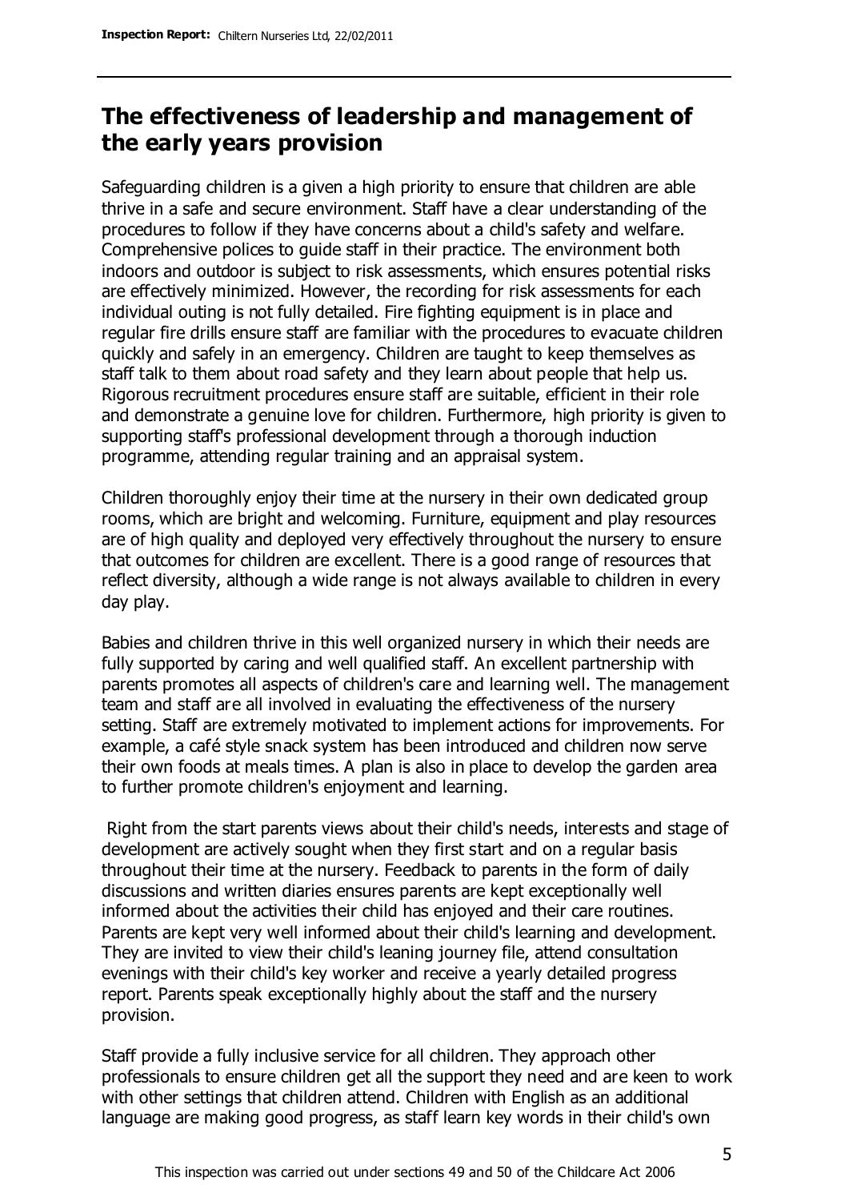## The effectiveness of leadership and management of the early years provision

Safeguarding children is a given a high priority to ensure that children are able thrive in a safe and secure environment. Staff have a clear understanding of the procedures to follow if they have concerns about a child's safety and welfare. Comprehensive polices to guide staff in their practice. The environment both indoors and outdoor is subject to risk assessments, which ensures potential risks are effectively minimized. However, the recording for risk assessments for each individual outing is not fully detailed. Fire fighting equipment is in place and regular fire drills ensure staff are familiar with the procedures to evacuate children quickly and safely in an emergency. Children are taught to keep themselves as staff talk to them about road safety and they learn about people that help us. Rigorous recruitment procedures ensure staff are suitable, efficient in their role and demonstrate a genuine love for children. Furthermore, high priority is given to supporting staff's professional development through a thorough induction programme, attending regular training and an appraisal system.

Children thoroughly enjoy their time at the nursery in their own dedicated group rooms, which are bright and welcoming. Furniture, equipment and play resources are of high quality and deployed very effectively throughout the nursery to ensure that outcomes for children are excellent. There is a good range of resources that reflect diversity, although a wide range is not always available to children in every day play.

Babies and children thrive in this well organized nursery in which their needs are fully supported by caring and well qualified staff. An excellent partnership with parents promotes all aspects of children's care and learning well. The management team and staff are all involved in evaluating the effectiveness of the nursery setting. Staff are extremely motivated to implement actions for improvements. For example, a café style snack system has been introduced and children now serve their own foods at meals times. A plan is also in place to develop the garden area to further promote children's enjoyment and learning.

Right from the start parents views about their child's needs, interests and stage of development are actively sought when they first start and on a regular basis throughout their time at the nursery. Feedback to parents in the form of daily discussions and written diaries ensures parents are kept exceptionally well informed about the activities their child has enjoyed and their care routines. Parents are kept very well informed about their child's learning and development. They are invited to view their child's leaning journey file, attend consultation evenings with their child's key worker and receive a yearly detailed progress report. Parents speak exceptionally highly about the staff and the nursery provision.

Staff provide a fully inclusive service for all children. They approach other professionals to ensure children get all the support they need and are keen to work with other settings that children attend. Children with English as an additional language are making good progress, as staff learn key words in their child's own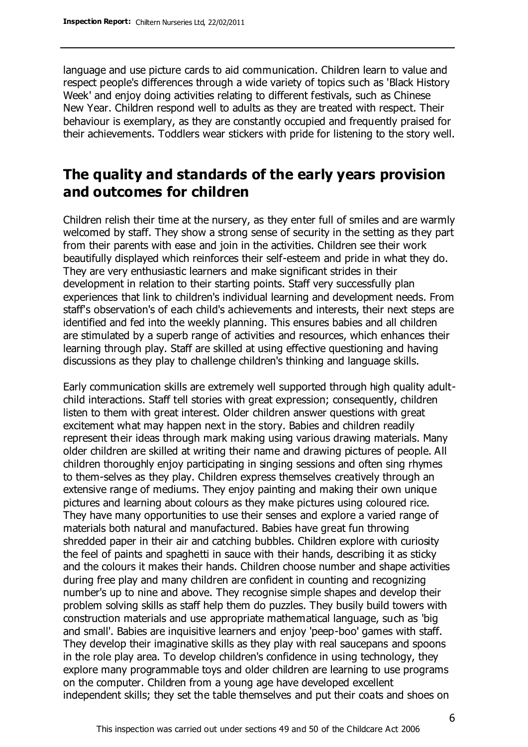language and use picture cards to aid communication. Children learn to value and respect people's differences through a wide variety of topics such as 'Black History Week' and enjoy doing activities relating to different festivals, such as Chinese New Year. Children respond well to adults as they are treated with respect. Their behaviour is exemplary, as they are constantly occupied and frequently praised for their achievements. Toddlers wear stickers with pride for listening to the story well.

## The quality and standards of the early years provision and outcomes for children

Children relish their time at the nursery, as they enter full of smiles and are warmly welcomed by staff. They show a strong sense of security in the setting as they part from their parents with ease and join in the activities. Children see their work beautifully displayed which reinforces their self-esteem and pride in what they do. They are very enthusiastic learners and make significant strides in their development in relation to their starting points. Staff very successfully plan experiences that link to children's individual learning and development needs. From staff's observation's of each child's achievements and interests, their next steps are identified and fed into the weekly planning. This ensures babies and all children are stimulated by a superb range of activities and resources, which enhances their learning through play. Staff are skilled at using effective questioning and having discussions as they play to challenge children's thinking and language skills.

Early communication skills are extremely well supported through high quality adult-child interactions. Staff tell stories with great expression; consequently, children listen to them with great interest. Older children answer questions with great excitement what may happen next in the story. Babies and children readily represent their ideas through mark making using various drawing materials. Many older children are skilled at writing their name and drawing pictures of people. All children thoroughly enjoy participating in singing sessions and often sing rhymes to them-selves as they play. Children express themselves creatively through an extensive range of mediums. They enjoy painting and making their own unique pictures and learning about colours as they make pictures using coloured rice. They have many opportunities to use their senses and explore a varied range of materials both natural and manufactured. Babies have great fun throwing shredded paper in their air and catching bubbles. Children explore with curiosity the feel of paints and spaghetti in sauce with their hands, describing it as sticky and the colours it makes their hands. Children choose number and shape activities during free play and many children are confident in counting and recognizing number's up to nine and above. They recognise simple shapes and develop their problem solving skills as staff help them do puzzles. They busily build towers with construction materials and use appropriate mathematical language, such as 'big and small'. Babies are inquisitive learners and enjoy 'peep-boo' games with staff. They develop their imaginative skills as they play with real saucepans and spoons in the role play area. To develop children's confidence in using technology, they explore many programmable toys and older children are learning to use programs on the computer. Children from a young age have developed excellent independent skills; they set the table themselves and put their coats and shoes on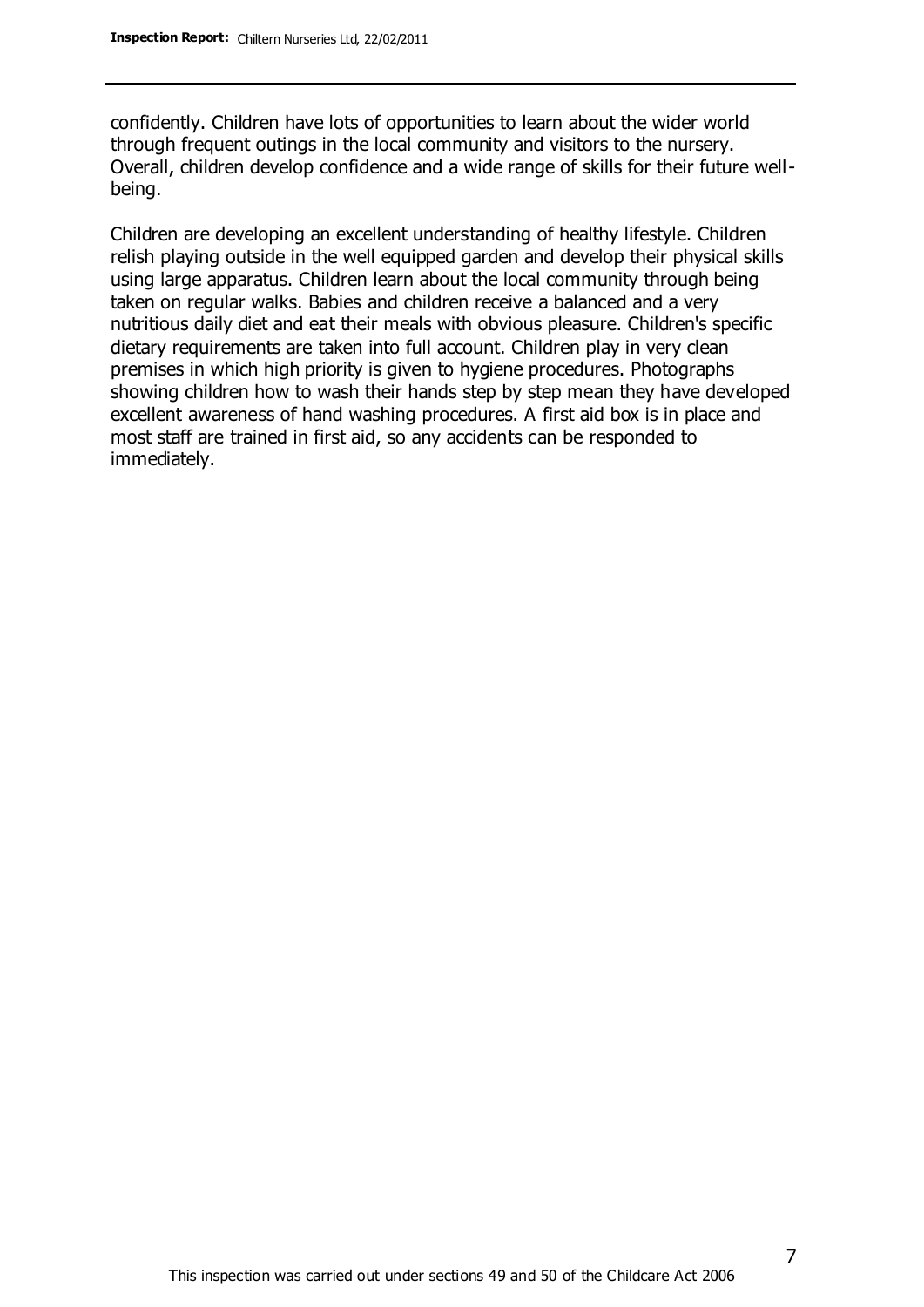confidently. Children have lots of opportunities to learn about the wider world through frequent outings in the local community and visitors to the nursery. Overall, children develop confidence and a wide range of skills for their future well-being.

Children are developing an excellent understanding of healthy lifestyle. Children relish playing outside in the well equipped garden and develop their physical skills using large apparatus. Children learn about the local community through being taken on regular walks. Babies and children receive a balanced and a very nutritious daily diet and eat their meals with obvious pleasure. Children's specific dietary requirements are taken into full account. Children play in very clean premises in which high priority is given to hygiene procedures. Photographs showing children how to wash their hands step by step mean they have developed excellent awareness of hand washing procedures. A first aid box is in place and most staff are trained in first aid, so any accidents can be responded to immediately.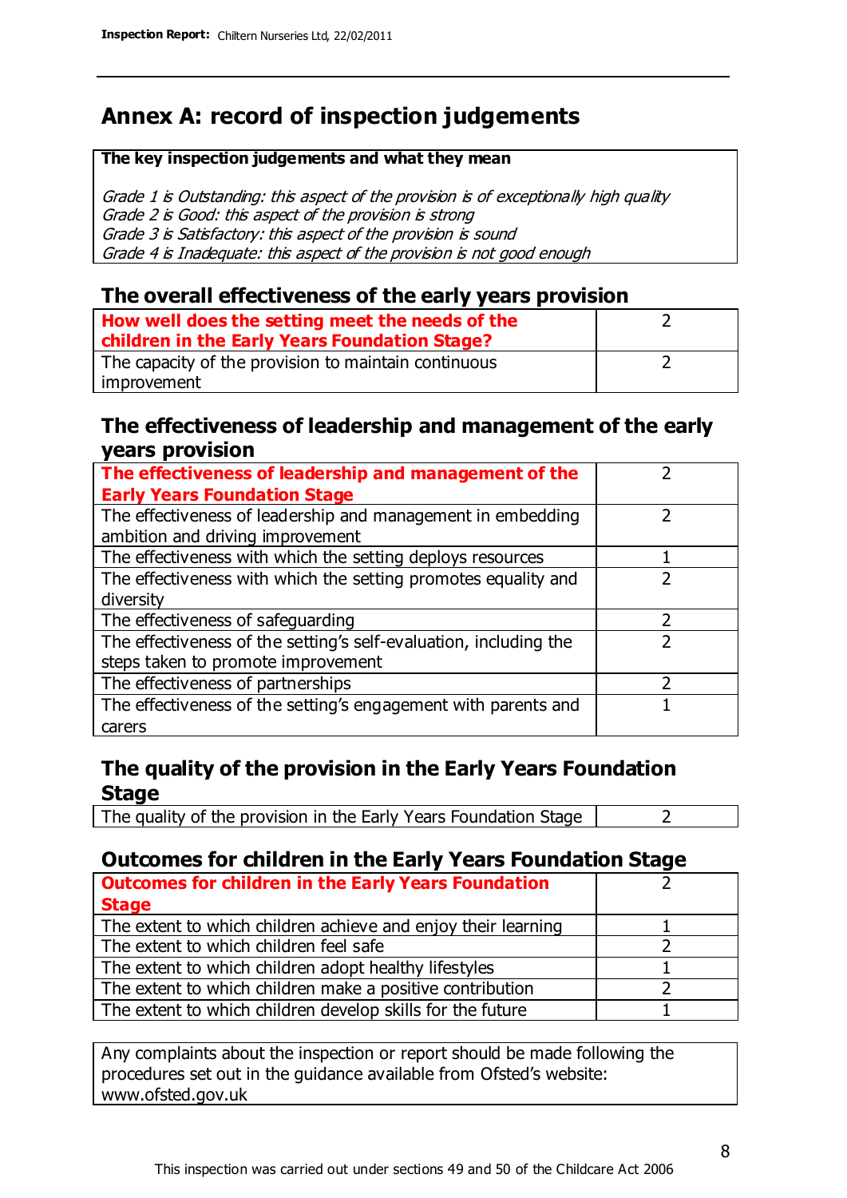# Annex A: record of inspection judgements

**The key inspection judgements and what they mean**

*Grade 1 is Outstanding: this aspect of the provision is of exceptionally high quality*
*Grade 2 is Good: this aspect of the provision is strong*
*Grade 3 is Satisfactory: this aspect of the provision is sound*
*Grade 4 is Inadequate: this aspect of the provision is not good enough*

## The overall effectiveness of the early years provision

| | |
|---|---|
| **How well does the setting meet the needs of the children in the Early Years Foundation Stage?** | 2 |
| The capacity of the provision to maintain continuous improvement | 2 |

## The effectiveness of leadership and management of the early years provision

| | |
|---|---|
| **The effectiveness of leadership and management of the Early Years Foundation Stage** | 2 |
| The effectiveness of leadership and management in embedding ambition and driving improvement | 2 |
| The effectiveness with which the setting deploys resources | 1 |
| The effectiveness with which the setting promotes equality and diversity | 2 |
| The effectiveness of safeguarding | 2 |
| The effectiveness of the setting's self-evaluation, including the steps taken to promote improvement | 2 |
| The effectiveness of partnerships | 2 |
| The effectiveness of the setting's engagement with parents and carers | 1 |

## The quality of the provision in the Early Years Foundation Stage

| | |
|---|---|
| The quality of the provision in the Early Years Foundation Stage | 2 |

## Outcomes for children in the Early Years Foundation Stage

| | |
|---|---|
| **Outcomes for children in the Early Years Foundation Stage** | 2 |
| The extent to which children achieve and enjoy their learning | 1 |
| The extent to which children feel safe | 2 |
| The extent to which children adopt healthy lifestyles | 1 |
| The extent to which children make a positive contribution | 2 |
| The extent to which children develop skills for the future | 1 |

Any complaints about the inspection or report should be made following the procedures set out in the guidance available from Ofsted's website: www.ofsted.gov.uk

This inspection was carried out under sections 49 and 50 of the Childcare Act 2006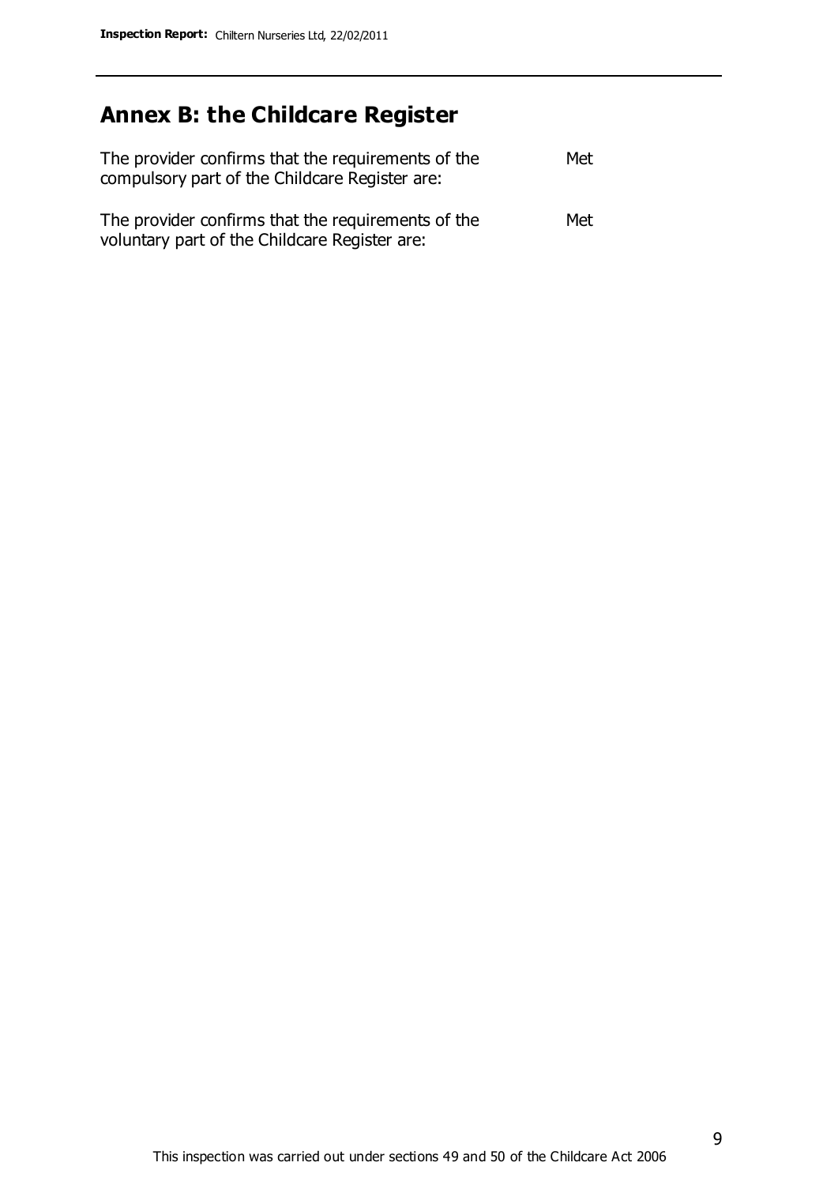# Annex B: the Childcare Register

| | |
|---|---|
| The provider confirms that the requirements of the compulsory part of the Childcare Register are: | Met |
| The provider confirms that the requirements of the voluntary part of the Childcare Register are: | Met |

This inspection was carried out under sections 49 and 50 of the Childcare Act 2006